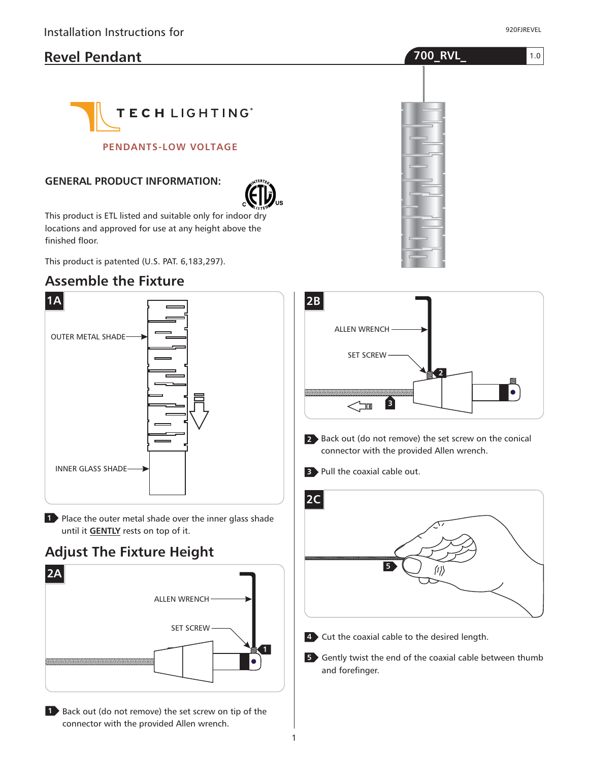Installation Instructions for

# Revel Pendant

700_RVL_ 1.0

TECH LIGHTING®

PENDANTS-LOW VOLTAGE

### GENERAL PRODUCT INFORMATION:

This product is ETL listed and suitable only for indoor dry locations and approved for use at any height above the finished floor.

This product is patented (U.S. PAT. 6,183,297).

## Assemble the Fixture

1A

OUTER METAL SHADE

INNER GLASS SHADE

1 Place the outer metal shade over the inner glass shade until it **GENTLY** rests on top of it.

## Adjust The Fixture Height

2A

ALLEN WRENCH

SET SCREW

1 Back out (do not remove) the set screw on tip of the connector with the provided Allen wrench.

2B

ALLEN WRENCH

SET SCREW

2 Back out (do not remove) the set screw on the conical connector with the provided Allen wrench.

3 Pull the coaxial cable out.

2C

4 Cut the coaxial cable to the desired length.

5 Gently twist the end of the coaxial cable between thumb and forefinger.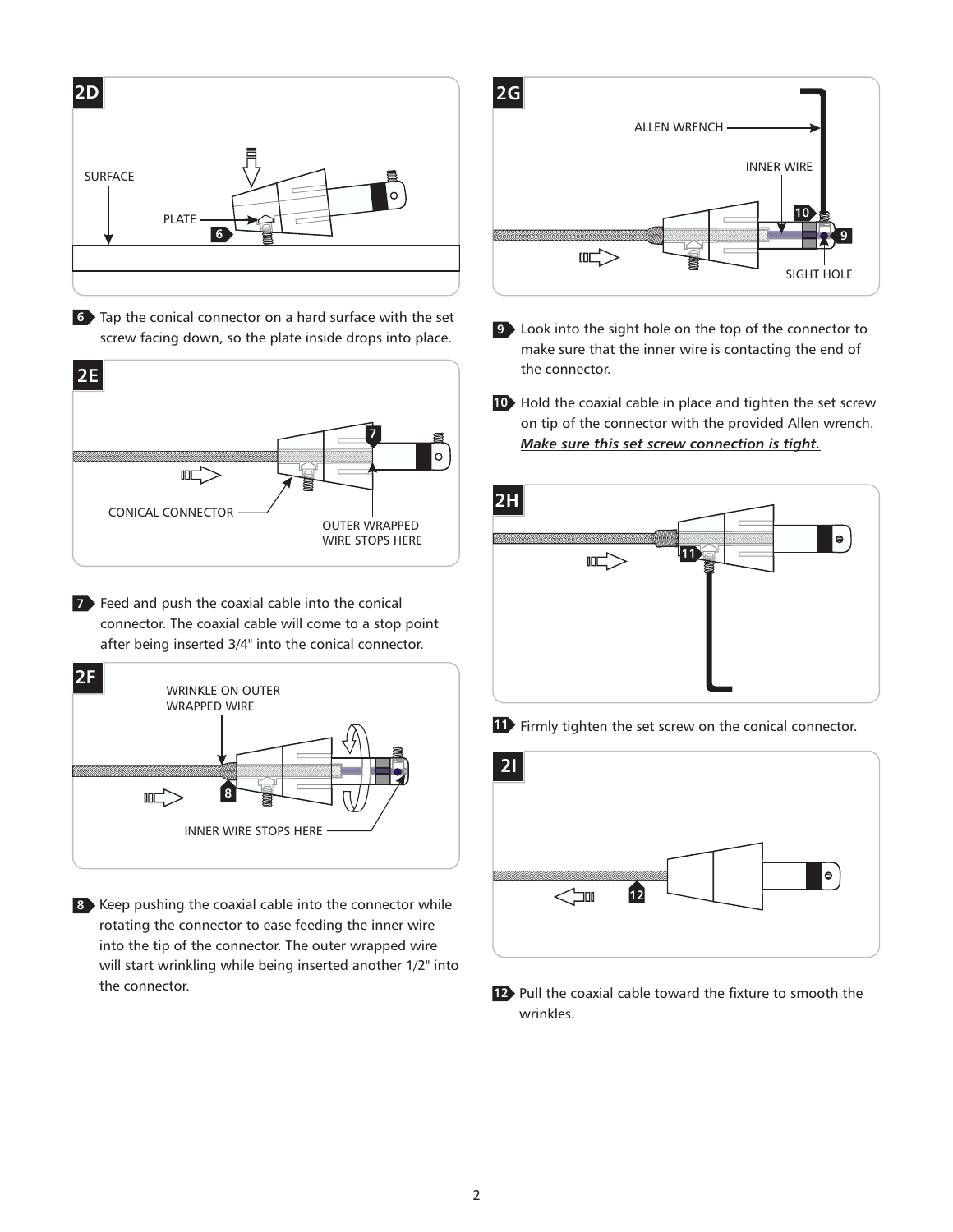**2D**

SURFACE

PLATE

6 Tap the conical connector on a hard surface with the set screw facing down, so the plate inside drops into place.

**2E**

CONICAL CONNECTOR

OUTER WRAPPED WIRE STOPS HERE

7 Feed and push the coaxial cable into the conical connector. The coaxial cable will come to a stop point after being inserted 3/4" into the conical connector.

**2F**

WRINKLE ON OUTER WRAPPED WIRE

INNER WIRE STOPS HERE

8 Keep pushing the coaxial cable into the connector while rotating the connector to ease feeding the inner wire into the tip of the connector. The outer wrapped wire will start wrinkling while being inserted another 1/2" into the connector.

**2G**

ALLEN WRENCH

INNER WIRE

SIGHT HOLE

9 Look into the sight hole on the top of the connector to make sure that the inner wire is contacting the end of the connector.

10 Hold the coaxial cable in place and tighten the set screw on tip of the connector with the provided Allen wrench. ***Make sure this set screw connection is tight.***

**2H**

11 Firmly tighten the set screw on the conical connector.

**2I**

12 Pull the coaxial cable toward the fixture to smooth the wrinkles.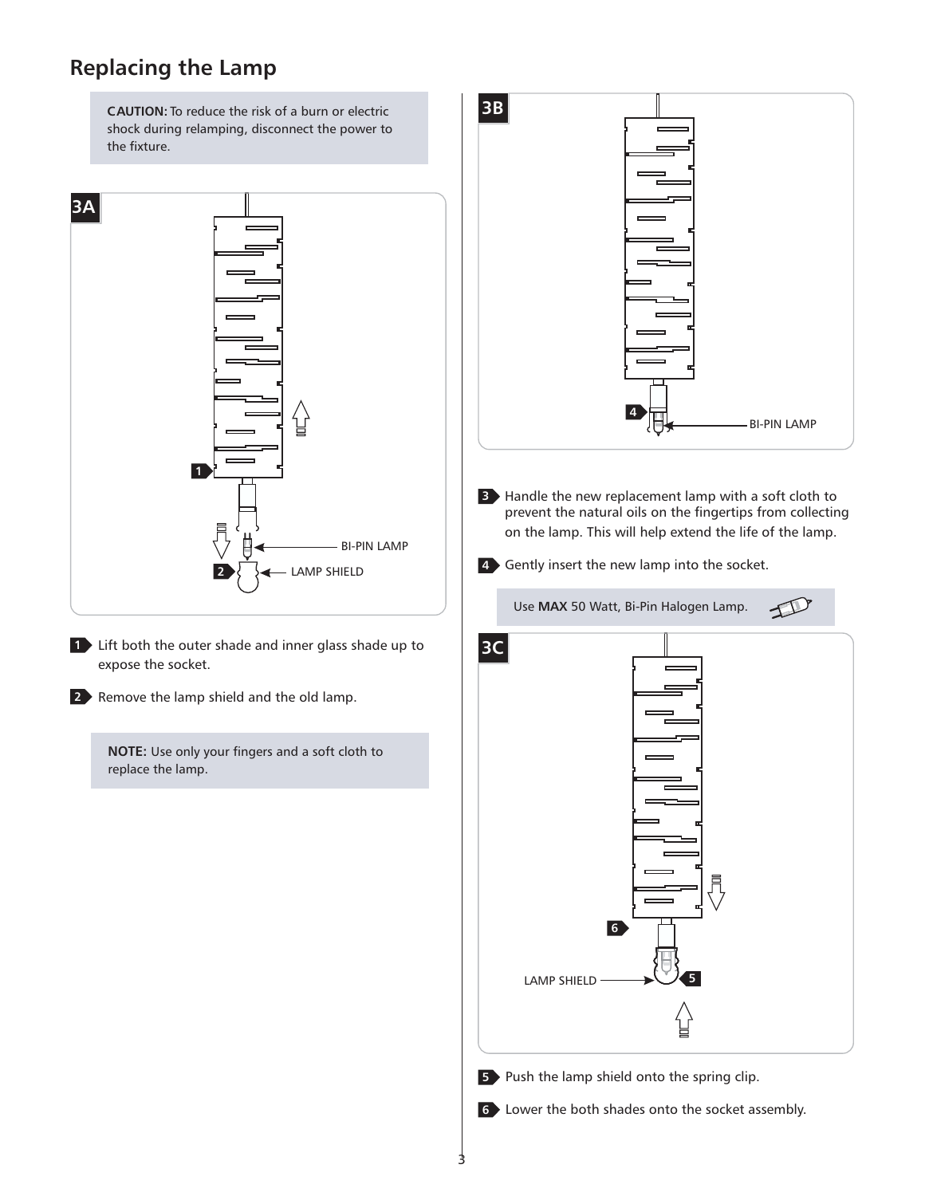## Replacing the Lamp

**CAUTION:** To reduce the risk of a burn or electric shock during relamping, disconnect the power to the fixture.

**3A**

BI-PIN LAMP

LAMP SHIELD

1 Lift both the outer shade and inner glass shade up to expose the socket.

2 Remove the lamp shield and the old lamp.

**NOTE:** Use only your fingers and a soft cloth to replace the lamp.

**3B**

BI-PIN LAMP

3 Handle the new replacement lamp with a soft cloth to prevent the natural oils on the fingertips from collecting on the lamp. This will help extend the life of the lamp.

4 Gently insert the new lamp into the socket.

Use **MAX** 50 Watt, Bi-Pin Halogen Lamp.

**3C**

LAMP SHIELD

5 Push the lamp shield onto the spring clip.

6 Lower the both shades onto the socket assembly.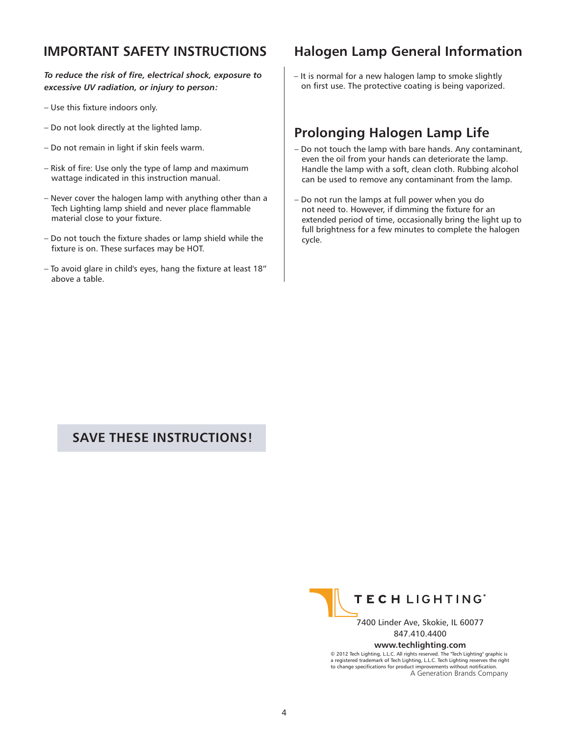## IMPORTANT SAFETY INSTRUCTIONS

***To reduce the risk of fire, electrical shock, exposure to excessive UV radiation, or injury to person:***

– Use this fixture indoors only.

– Do not look directly at the lighted lamp.

– Do not remain in light if skin feels warm.

– Risk of fire: Use only the type of lamp and maximum wattage indicated in this instruction manual.

– Never cover the halogen lamp with anything other than a Tech Lighting lamp shield and never place flammable material close to your fixture.

– Do not touch the fixture shades or lamp shield while the fixture is on. These surfaces may be HOT.

– To avoid glare in child's eyes, hang the fixture at least 18" above a table.

## Halogen Lamp General Information

– It is normal for a new halogen lamp to smoke slightly on first use. The protective coating is being vaporized.

## Prolonging Halogen Lamp Life

– Do not touch the lamp with bare hands. Any contaminant, even the oil from your hands can deteriorate the lamp. Handle the lamp with a soft, clean cloth. Rubbing alcohol can be used to remove any contaminant from the lamp.

– Do not run the lamps at full power when you do not need to. However, if dimming the fixture for an extended period of time, occasionally bring the light up to full brightness for a few minutes to complete the halogen cycle.

**SAVE THESE INSTRUCTIONS!**

TECH LIGHTING®

7400 Linder Ave, Skokie, IL 60077

847.410.4400

**www.techlighting.com**

© 2012 Tech Lighting, L.L.C. All rights reserved. The "Tech Lighting" graphic is a registered trademark of Tech Lighting, L.L.C. Tech Lighting reserves the right to change specifications for product improvements without notification.

A Generation Brands Company